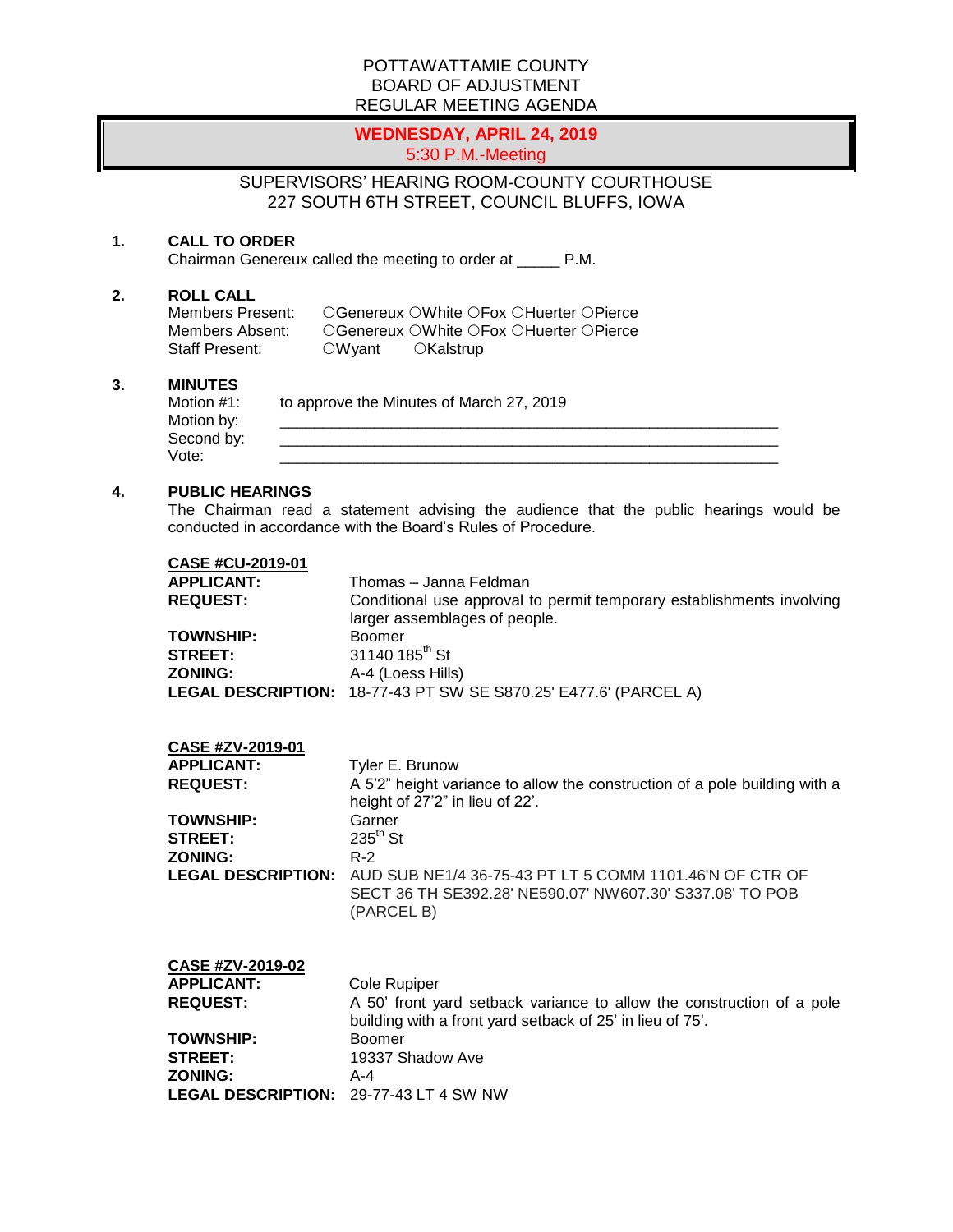POTTAWATTAMIE COUNTY
BOARD OF ADJUSTMENT
REGULAR MEETING AGENDA

**WEDNESDAY, APRIL 24, 2019**
5:30 P.M.-Meeting

SUPERVISORS' HEARING ROOM-COUNTY COURTHOUSE
227 SOUTH 6TH STREET, COUNCIL BLUFFS, IOWA

**1. CALL TO ORDER**

Chairman Genereux called the meeting to order at _____ P.M.

**2. ROLL CALL**

| | |
|---|---|
| Members Present: | ○Genereux ○White ○Fox ○Huerter ○Pierce |
| Members Absent: | ○Genereux ○White ○Fox ○Huerter ○Pierce |
| Staff Present: | ○Wyant ○Kalstrup |

**3. MINUTES**

| | |
|---|---|
| Motion #1: | to approve the Minutes of March 27, 2019 |
| Motion by: | ____________________________________________ |
| Second by: | ____________________________________________ |
| Vote: | ____________________________________________ |

**4. PUBLIC HEARINGS**

The Chairman read a statement advising the audience that the public hearings would be conducted in accordance with the Board's Rules of Procedure.

**CASE #CU-2019-01**

| | |
|---|---|
| **APPLICANT:** | Thomas – Janna Feldman |
| **REQUEST:** | Conditional use approval to permit temporary establishments involving larger assemblages of people. |
| **TOWNSHIP:** | Boomer |
| **STREET:** | 31140 185th St |
| **ZONING:** | A-4 (Loess Hills) |
| **LEGAL DESCRIPTION:** | 18-77-43 PT SW SE S870.25' E477.6' (PARCEL A) |

**CASE #ZV-2019-01**

| | |
|---|---|
| **APPLICANT:** | Tyler E. Brunow |
| **REQUEST:** | A 5'2" height variance to allow the construction of a pole building with a height of 27'2" in lieu of 22'. |
| **TOWNSHIP:** | Garner |
| **STREET:** | 235th St |
| **ZONING:** | R-2 |
| **LEGAL DESCRIPTION:** | AUD SUB NE1/4 36-75-43 PT LT 5 COMM 1101.46'N OF CTR OF SECT 36 TH SE392.28' NE590.07' NW607.30' S337.08' TO POB (PARCEL B) |

**CASE #ZV-2019-02**

| | |
|---|---|
| **APPLICANT:** | Cole Rupiper |
| **REQUEST:** | A 50' front yard setback variance to allow the construction of a pole building with a front yard setback of 25' in lieu of 75'. |
| **TOWNSHIP:** | Boomer |
| **STREET:** | 19337 Shadow Ave |
| **ZONING:** | A-4 |
| **LEGAL DESCRIPTION:** | 29-77-43 LT 4 SW NW |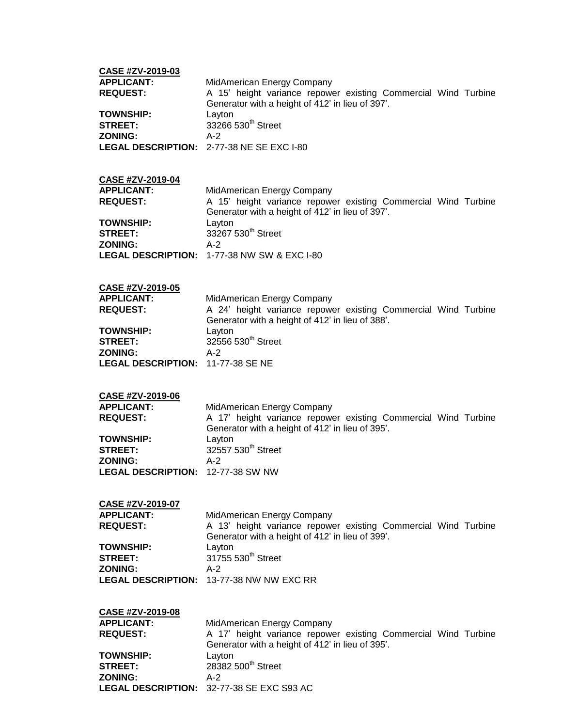**CASE #ZV-2019-03**

**APPLICANT:** MidAmerican Energy Company
**REQUEST:** A 15' height variance repower existing Commercial Wind Turbine Generator with a height of 412' in lieu of 397'.
**TOWNSHIP:** Layton
**STREET:** 33266 530th Street
**ZONING:** A-2
**LEGAL DESCRIPTION:** 2-77-38 NE SE EXC I-80

**CASE #ZV-2019-04**

**APPLICANT:** MidAmerican Energy Company
**REQUEST:** A 15' height variance repower existing Commercial Wind Turbine Generator with a height of 412' in lieu of 397'.
**TOWNSHIP:** Layton
**STREET:** 33267 530th Street
**ZONING:** A-2
**LEGAL DESCRIPTION:** 1-77-38 NW SW & EXC I-80

**CASE #ZV-2019-05**

**APPLICANT:** MidAmerican Energy Company
**REQUEST:** A 24' height variance repower existing Commercial Wind Turbine Generator with a height of 412' in lieu of 388'.
**TOWNSHIP:** Layton
**STREET:** 32556 530th Street
**ZONING:** A-2
**LEGAL DESCRIPTION:** 11-77-38 SE NE

**CASE #ZV-2019-06**

**APPLICANT:** MidAmerican Energy Company
**REQUEST:** A 17' height variance repower existing Commercial Wind Turbine Generator with a height of 412' in lieu of 395'.
**TOWNSHIP:** Layton
**STREET:** 32557 530th Street
**ZONING:** A-2
**LEGAL DESCRIPTION:** 12-77-38 SW NW

**CASE #ZV-2019-07**

**APPLICANT:** MidAmerican Energy Company
**REQUEST:** A 13' height variance repower existing Commercial Wind Turbine Generator with a height of 412' in lieu of 399'.
**TOWNSHIP:** Layton
**STREET:** 31755 530th Street
**ZONING:** A-2
**LEGAL DESCRIPTION:** 13-77-38 NW NW EXC RR

**CASE #ZV-2019-08**

**APPLICANT:** MidAmerican Energy Company
**REQUEST:** A 17' height variance repower existing Commercial Wind Turbine Generator with a height of 412' in lieu of 395'.
**TOWNSHIP:** Layton
**STREET:** 28382 500th Street
**ZONING:** A-2
**LEGAL DESCRIPTION:** 32-77-38 SE EXC S93 AC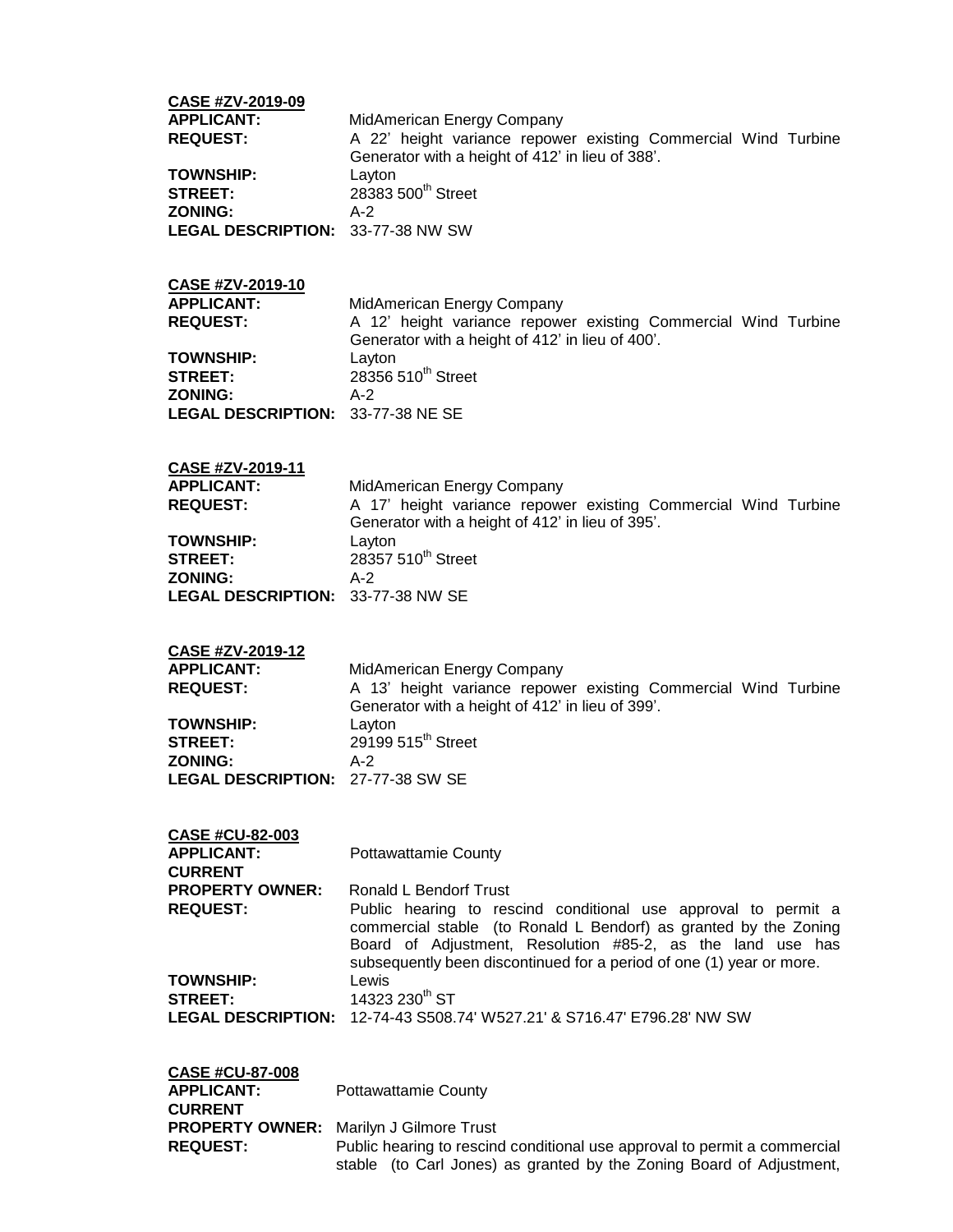**CASE #ZV-2019-09**

**APPLICANT:** MidAmerican Energy Company

**REQUEST:** A 22' height variance repower existing Commercial Wind Turbine Generator with a height of 412' in lieu of 388'.

**TOWNSHIP:** Layton

**STREET:** 28383 500th Street

**ZONING:** A-2

**LEGAL DESCRIPTION:** 33-77-38 NW SW

**CASE #ZV-2019-10**

**APPLICANT:** MidAmerican Energy Company

**REQUEST:** A 12' height variance repower existing Commercial Wind Turbine Generator with a height of 412' in lieu of 400'.

**TOWNSHIP:** Layton

**STREET:** 28356 510th Street

**ZONING:** A-2

**LEGAL DESCRIPTION:** 33-77-38 NE SE

**CASE #ZV-2019-11**

**APPLICANT:** MidAmerican Energy Company

**REQUEST:** A 17' height variance repower existing Commercial Wind Turbine Generator with a height of 412' in lieu of 395'.

**TOWNSHIP:** Layton

**STREET:** 28357 510th Street

**ZONING:** A-2

**LEGAL DESCRIPTION:** 33-77-38 NW SE

**CASE #ZV-2019-12**

**APPLICANT:** MidAmerican Energy Company

**REQUEST:** A 13' height variance repower existing Commercial Wind Turbine Generator with a height of 412' in lieu of 399'.

**TOWNSHIP:** Layton

**STREET:** 29199 515th Street

**ZONING:** A-2

**LEGAL DESCRIPTION:** 27-77-38 SW SE

**CASE #CU-82-003**

**APPLICANT:** Pottawattamie County

**CURRENT PROPERTY OWNER:** Ronald L Bendorf Trust

**REQUEST:** Public hearing to rescind conditional use approval to permit a commercial stable (to Ronald L Bendorf) as granted by the Zoning Board of Adjustment, Resolution #85-2, as the land use has subsequently been discontinued for a period of one (1) year or more.

**TOWNSHIP:** Lewis

**STREET:** 14323 230th ST

**LEGAL DESCRIPTION:** 12-74-43 S508.74' W527.21' & S716.47' E796.28' NW SW

**CASE #CU-87-008**

**APPLICANT:** Pottawattamie County

**CURRENT PROPERTY OWNER:** Marilyn J Gilmore Trust

**REQUEST:** Public hearing to rescind conditional use approval to permit a commercial stable (to Carl Jones) as granted by the Zoning Board of Adjustment,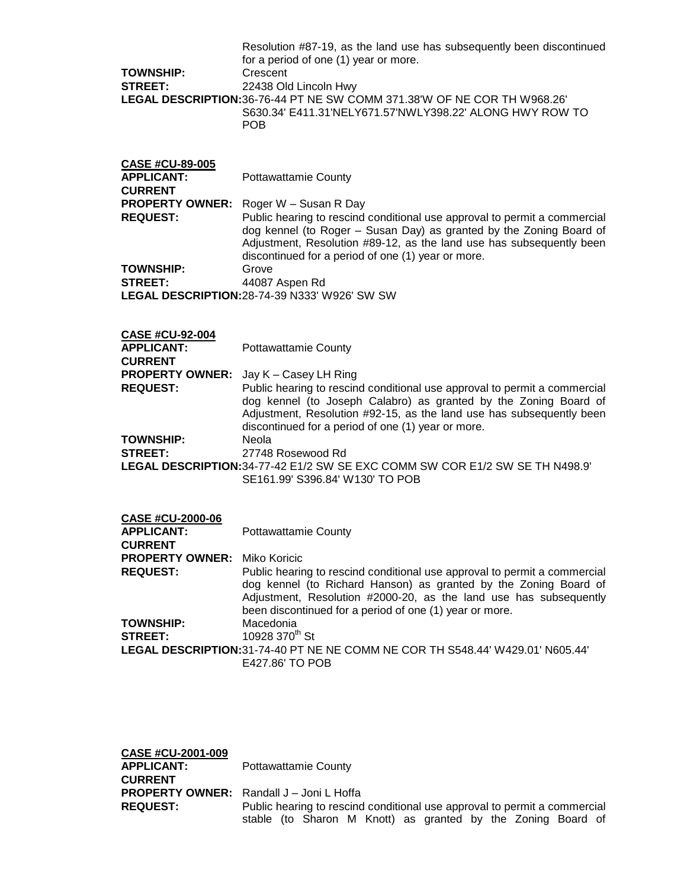Resolution #87-19, as the land use has subsequently been discontinued for a period of one (1) year or more.

**TOWNSHIP:** Crescent
**STREET:** 22438 Old Lincoln Hwy
**LEGAL DESCRIPTION:** 36-76-44 PT NE SW COMM 371.38'W OF NE COR TH W968.26' S630.34' E411.31'NELY671.57'NWLY398.22' ALONG HWY ROW TO POB

**CASE #CU-89-005**
**APPLICANT:** Pottawattamie County
**CURRENT PROPERTY OWNER:** Roger W – Susan R Day
**REQUEST:** Public hearing to rescind conditional use approval to permit a commercial dog kennel (to Roger – Susan Day) as granted by the Zoning Board of Adjustment, Resolution #89-12, as the land use has subsequently been discontinued for a period of one (1) year or more.
**TOWNSHIP:** Grove
**STREET:** 44087 Aspen Rd
**LEGAL DESCRIPTION:** 28-74-39 N333' W926' SW SW

**CASE #CU-92-004**
**APPLICANT:** Pottawattamie County
**CURRENT PROPERTY OWNER:** Jay K – Casey LH Ring
**REQUEST:** Public hearing to rescind conditional use approval to permit a commercial dog kennel (to Joseph Calabro) as granted by the Zoning Board of Adjustment, Resolution #92-15, as the land use has subsequently been discontinued for a period of one (1) year or more.
**TOWNSHIP:** Neola
**STREET:** 27748 Rosewood Rd
**LEGAL DESCRIPTION:** 34-77-42 E1/2 SW SE EXC COMM SW COR E1/2 SW SE TH N498.9' SE161.99' S396.84' W130' TO POB

**CASE #CU-2000-06**
**APPLICANT:** Pottawattamie County
**CURRENT PROPERTY OWNER:** Miko Koricic
**REQUEST:** Public hearing to rescind conditional use approval to permit a commercial dog kennel (to Richard Hanson) as granted by the Zoning Board of Adjustment, Resolution #2000-20, as the land use has subsequently been discontinued for a period of one (1) year or more.
**TOWNSHIP:** Macedonia
**STREET:** 10928 370th St
**LEGAL DESCRIPTION:** 31-74-40 PT NE NE COMM NE COR TH S548.44' W429.01' N605.44' E427.86' TO POB

**CASE #CU-2001-009**
**APPLICANT:** Pottawattamie County
**CURRENT PROPERTY OWNER:** Randall J – Joni L Hoffa
**REQUEST:** Public hearing to rescind conditional use approval to permit a commercial stable (to Sharon M Knott) as granted by the Zoning Board of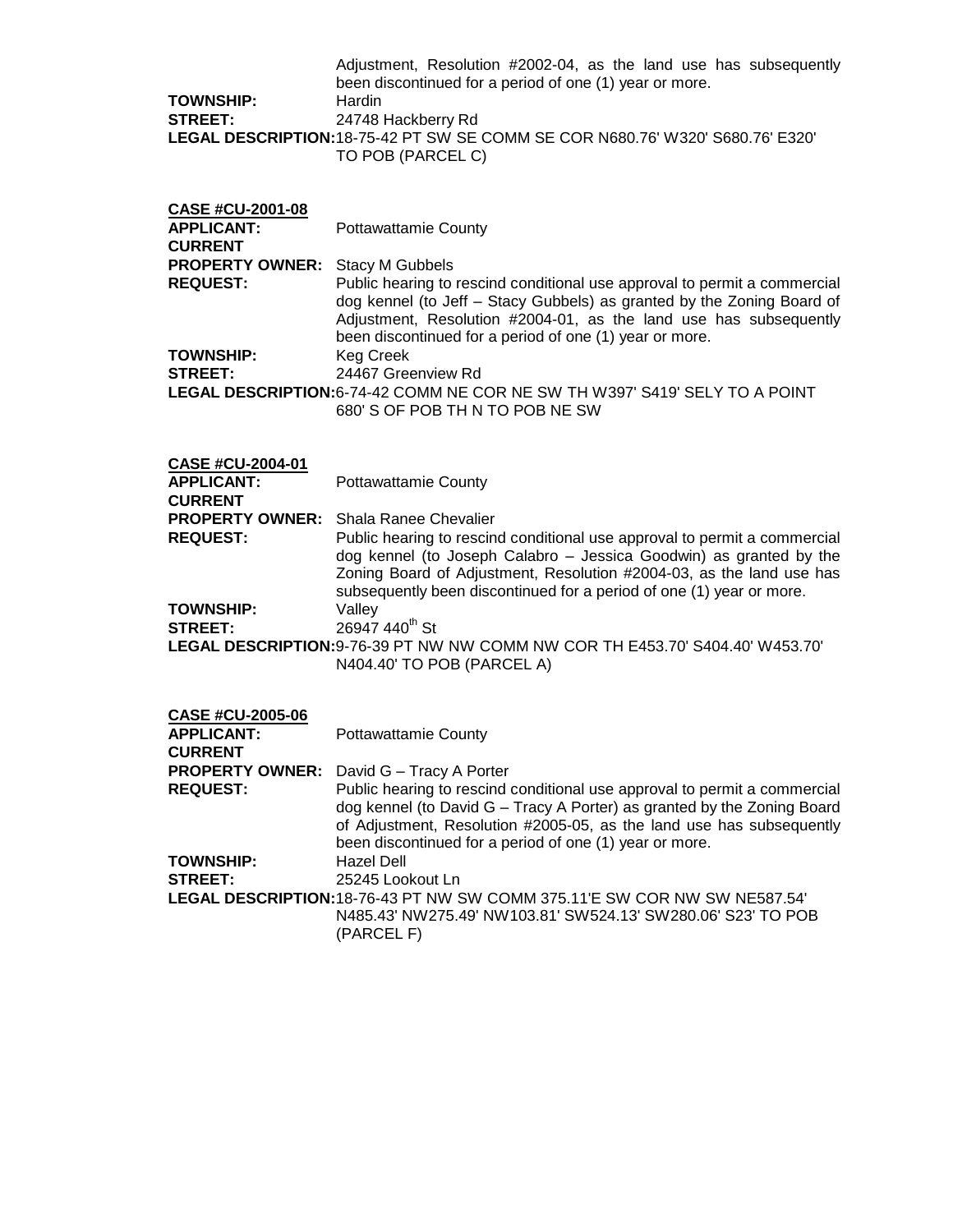Adjustment, Resolution #2002-04, as the land use has subsequently been discontinued for a period of one (1) year or more.

**TOWNSHIP:** Hardin
**STREET:** 24748 Hackberry Rd
**LEGAL DESCRIPTION:** 18-75-42 PT SW SE COMM SE COR N680.76' W320' S680.76' E320' TO POB (PARCEL C)

**CASE #CU-2001-08**

**APPLICANT:** Pottawattamie County
**CURRENT PROPERTY OWNER:** Stacy M Gubbels
**REQUEST:** Public hearing to rescind conditional use approval to permit a commercial dog kennel (to Jeff – Stacy Gubbels) as granted by the Zoning Board of Adjustment, Resolution #2004-01, as the land use has subsequently been discontinued for a period of one (1) year or more.
**TOWNSHIP:** Keg Creek
**STREET:** 24467 Greenview Rd
**LEGAL DESCRIPTION:** 6-74-42 COMM NE COR NE SW TH W397' S419' SELY TO A POINT 680' S OF POB TH N TO POB NE SW

**CASE #CU-2004-01**

**APPLICANT:** Pottawattamie County
**CURRENT PROPERTY OWNER:** Shala Ranee Chevalier
**REQUEST:** Public hearing to rescind conditional use approval to permit a commercial dog kennel (to Joseph Calabro – Jessica Goodwin) as granted by the Zoning Board of Adjustment, Resolution #2004-03, as the land use has subsequently been discontinued for a period of one (1) year or more.
**TOWNSHIP:** Valley
**STREET:** 26947 440th St
**LEGAL DESCRIPTION:** 9-76-39 PT NW NW COMM NW COR TH E453.70' S404.40' W453.70' N404.40' TO POB (PARCEL A)

**CASE #CU-2005-06**

**APPLICANT:** Pottawattamie County
**CURRENT PROPERTY OWNER:** David G – Tracy A Porter
**REQUEST:** Public hearing to rescind conditional use approval to permit a commercial dog kennel (to David G – Tracy A Porter) as granted by the Zoning Board of Adjustment, Resolution #2005-05, as the land use has subsequently been discontinued for a period of one (1) year or more.
**TOWNSHIP:** Hazel Dell
**STREET:** 25245 Lookout Ln
**LEGAL DESCRIPTION:** 18-76-43 PT NW SW COMM 375.11'E SW COR NW SW NE587.54' N485.43' NW275.49' NW103.81' SW524.13' SW280.06' S23' TO POB (PARCEL F)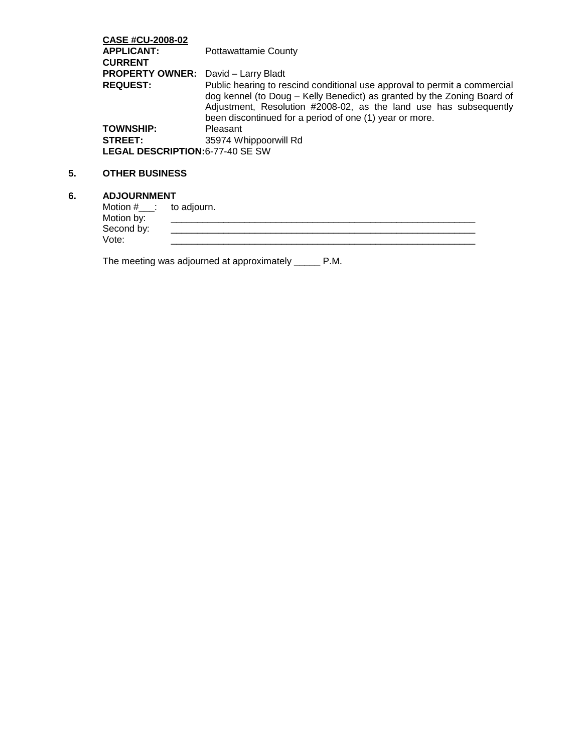**CASE #CU-2008-02**

**APPLICANT:** Pottawattamie County

**CURRENT PROPERTY OWNER:** David – Larry Bladt

**REQUEST:** Public hearing to rescind conditional use approval to permit a commercial dog kennel (to Doug – Kelly Benedict) as granted by the Zoning Board of Adjustment, Resolution #2008-02, as the land use has subsequently been discontinued for a period of one (1) year or more.

**TOWNSHIP:** Pleasant

**STREET:** 35974 Whippoorwill Rd

**LEGAL DESCRIPTION:** 6-77-40 SE SW

## 5. OTHER BUSINESS

## 6. ADJOURNMENT

Motion #___: to adjourn.

Motion by: ____________________________________________________________

Second by: ____________________________________________________________

Vote: ____________________________________________________________

The meeting was adjourned at approximately _____ P.M.